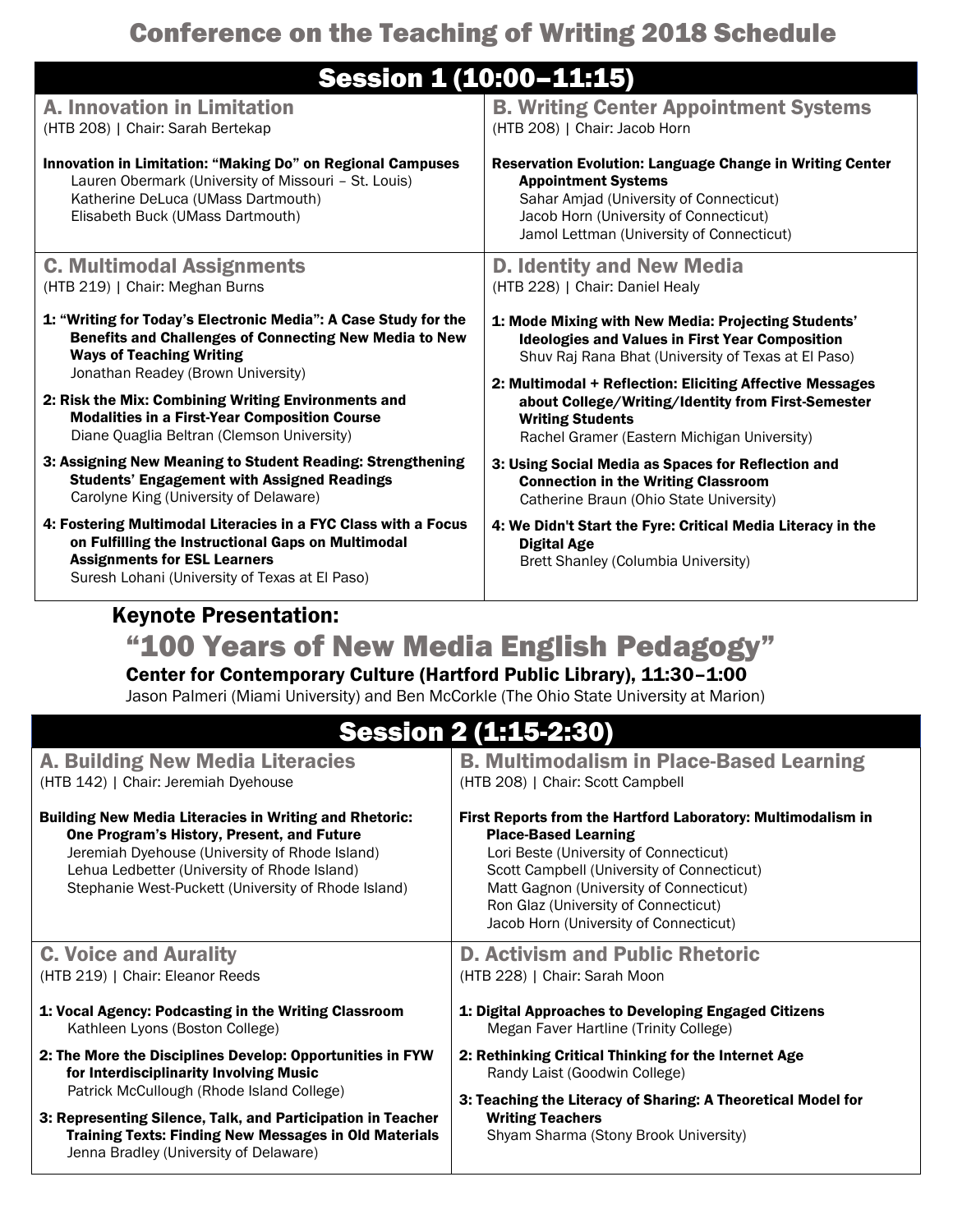# Conference on the Teaching of Writing 2018 Schedule

## Session 1 (10:00–11:15)

### A. Innovation in Limitation

(HTB 208) | Chair: Sarah Bertekap

**Innovation in Limitation: "Making Do" on Regional Campuses**
Lauren Obermark (University of Missouri – St. Louis)
Katherine DeLuca (UMass Dartmouth)
Elisabeth Buck (UMass Dartmouth)

### B. Writing Center Appointment Systems

(HTB 208) | Chair: Jacob Horn

**Reservation Evolution: Language Change in Writing Center Appointment Systems**
Sahar Amjad (University of Connecticut)
Jacob Horn (University of Connecticut)
Jamol Lettman (University of Connecticut)

### C. Multimodal Assignments

(HTB 219) | Chair: Meghan Burns

**1: "Writing for Today's Electronic Media": A Case Study for the Benefits and Challenges of Connecting New Media to New Ways of Teaching Writing**
Jonathan Readey (Brown University)

**2: Risk the Mix: Combining Writing Environments and Modalities in a First-Year Composition Course**
Diane Quaglia Beltran (Clemson University)

**3: Assigning New Meaning to Student Reading: Strengthening Students' Engagement with Assigned Readings**
Carolyne King (University of Delaware)

**4: Fostering Multimodal Literacies in a FYC Class with a Focus on Fulfilling the Instructional Gaps on Multimodal Assignments for ESL Learners**
Suresh Lohani (University of Texas at El Paso)

### D. Identity and New Media

(HTB 228) | Chair: Daniel Healy

**1: Mode Mixing with New Media: Projecting Students' Ideologies and Values in First Year Composition**
Shuv Raj Rana Bhat (University of Texas at El Paso)

**2: Multimodal + Reflection: Eliciting Affective Messages about College/Writing/Identity from First-Semester Writing Students**
Rachel Gramer (Eastern Michigan University)

**3: Using Social Media as Spaces for Reflection and Connection in the Writing Classroom**
Catherine Braun (Ohio State University)

**4: We Didn't Start the Fyre: Critical Media Literacy in the Digital Age**
Brett Shanley (Columbia University)

## Keynote Presentation:

## "100 Years of New Media English Pedagogy"

**Center for Contemporary Culture (Hartford Public Library), 11:30–1:00**

Jason Palmeri (Miami University) and Ben McCorkle (The Ohio State University at Marion)

## Session 2 (1:15-2:30)

### A. Building New Media Literacies

(HTB 142) | Chair: Jeremiah Dyehouse

**Building New Media Literacies in Writing and Rhetoric: One Program's History, Present, and Future**
Jeremiah Dyehouse (University of Rhode Island)
Lehua Ledbetter (University of Rhode Island)
Stephanie West-Puckett (University of Rhode Island)

### B. Multimodalism in Place-Based Learning

(HTB 208) | Chair: Scott Campbell

**First Reports from the Hartford Laboratory: Multimodalism in Place-Based Learning**
Lori Beste (University of Connecticut)
Scott Campbell (University of Connecticut)
Matt Gagnon (University of Connecticut)
Ron Glaz (University of Connecticut)
Jacob Horn (University of Connecticut)

### C. Voice and Aurality

(HTB 219) | Chair: Eleanor Reeds

**1: Vocal Agency: Podcasting in the Writing Classroom**
Kathleen Lyons (Boston College)

**2: The More the Disciplines Develop: Opportunities in FYW for Interdisciplinarity Involving Music**
Patrick McCullough (Rhode Island College)

**3: Representing Silence, Talk, and Participation in Teacher Training Texts: Finding New Messages in Old Materials**
Jenna Bradley (University of Delaware)

### D. Activism and Public Rhetoric

(HTB 228) | Chair: Sarah Moon

**1: Digital Approaches to Developing Engaged Citizens**
Megan Faver Hartline (Trinity College)

**2: Rethinking Critical Thinking for the Internet Age**
Randy Laist (Goodwin College)

**3: Teaching the Literacy of Sharing: A Theoretical Model for Writing Teachers**
Shyam Sharma (Stony Brook University)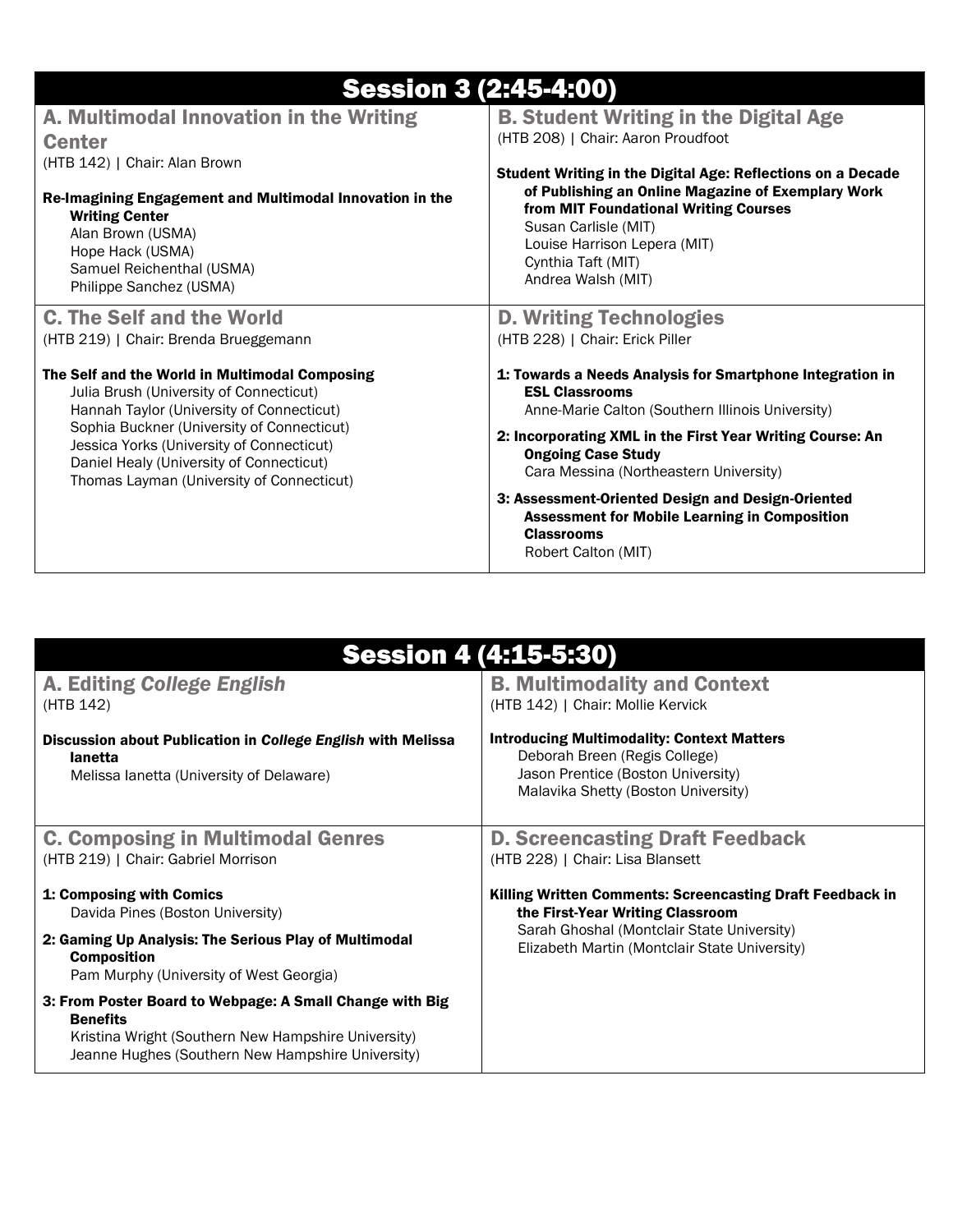## Session 3 (2:45-4:00)

### A. Multimodal Innovation in the Writing Center

(HTB 142) | Chair: Alan Brown

**Re-Imagining Engagement and Multimodal Innovation in the Writing Center**

Alan Brown (USMA)
Hope Hack (USMA)
Samuel Reichenthal (USMA)
Philippe Sanchez (USMA)

### B. Student Writing in the Digital Age

(HTB 208) | Chair: Aaron Proudfoot

**Student Writing in the Digital Age: Reflections on a Decade of Publishing an Online Magazine of Exemplary Work from MIT Foundational Writing Courses**

Susan Carlisle (MIT)
Louise Harrison Lepera (MIT)
Cynthia Taft (MIT)
Andrea Walsh (MIT)

### C. The Self and the World

(HTB 219) | Chair: Brenda Brueggemann

**The Self and the World in Multimodal Composing**

Julia Brush (University of Connecticut)
Hannah Taylor (University of Connecticut)
Sophia Buckner (University of Connecticut)
Jessica Yorks (University of Connecticut)
Daniel Healy (University of Connecticut)
Thomas Layman (University of Connecticut)

### D. Writing Technologies

(HTB 228) | Chair: Erick Piller

**1: Towards a Needs Analysis for Smartphone Integration in ESL Classrooms**
Anne-Marie Calton (Southern Illinois University)

**2: Incorporating XML in the First Year Writing Course: An Ongoing Case Study**
Cara Messina (Northeastern University)

**3: Assessment-Oriented Design and Design-Oriented Assessment for Mobile Learning in Composition Classrooms**
Robert Calton (MIT)

## Session 4 (4:15-5:30)

### A. Editing *College English*

(HTB 142)

**Discussion about Publication in *College English* with Melissa Ianetta**

Melissa Ianetta (University of Delaware)

### B. Multimodality and Context

(HTB 142) | Chair: Mollie Kervick

**Introducing Multimodality: Context Matters**

Deborah Breen (Regis College)
Jason Prentice (Boston University)
Malavika Shetty (Boston University)

### C. Composing in Multimodal Genres

(HTB 219) | Chair: Gabriel Morrison

**1: Composing with Comics**
Davida Pines (Boston University)

**2: Gaming Up Analysis: The Serious Play of Multimodal Composition**
Pam Murphy (University of West Georgia)

**3: From Poster Board to Webpage: A Small Change with Big Benefits**
Kristina Wright (Southern New Hampshire University)
Jeanne Hughes (Southern New Hampshire University)

### D. Screencasting Draft Feedback

(HTB 228) | Chair: Lisa Blansett

**Killing Written Comments: Screencasting Draft Feedback in the First-Year Writing Classroom**

Sarah Ghoshal (Montclair State University)
Elizabeth Martin (Montclair State University)